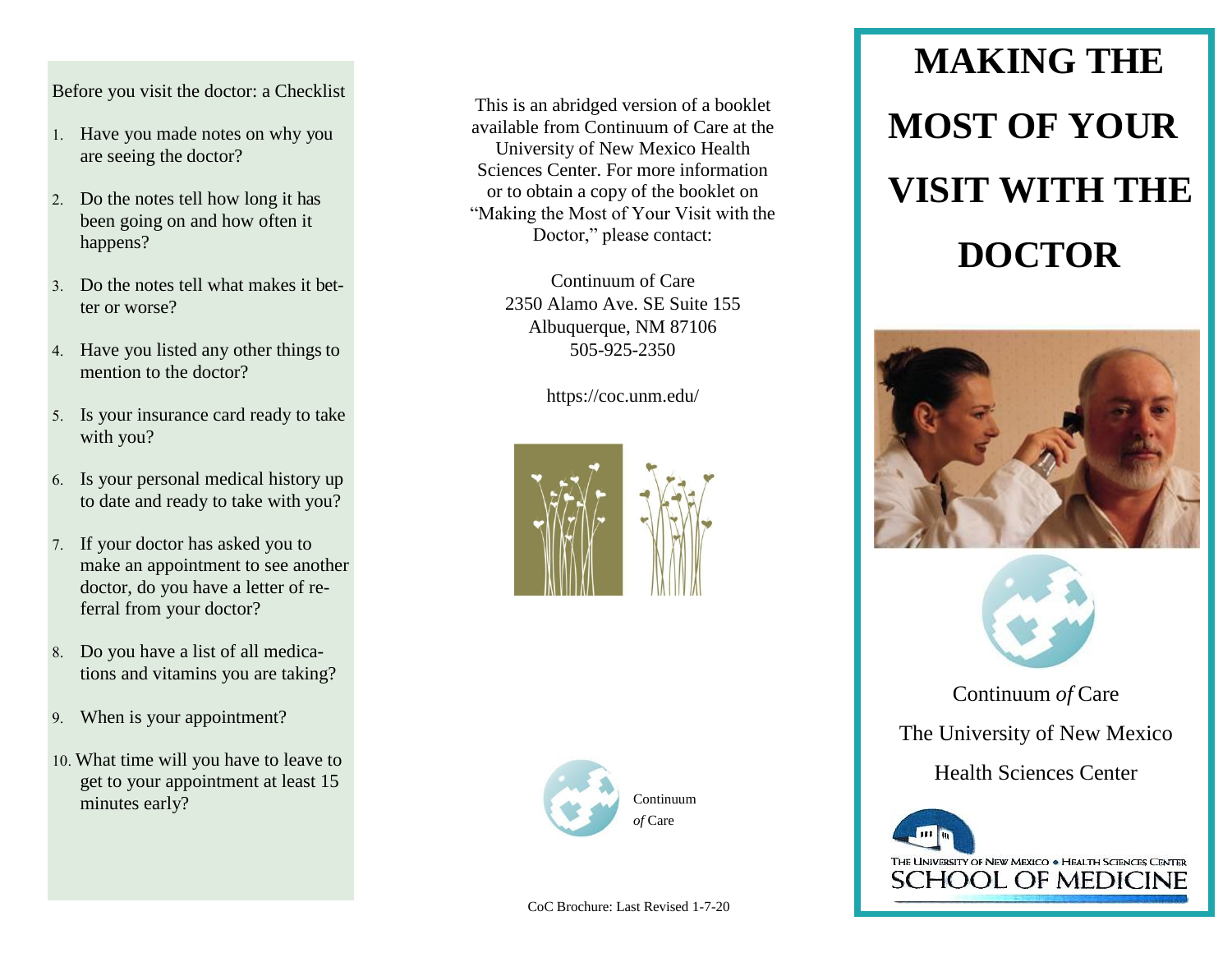Before you visit the doctor: a Checklist

1. Have you made notes on why you are seeing the doctor?
2. Do the notes tell how long it has been going on and how often it happens?
3. Do the notes tell what makes it better or worse?
4. Have you listed any other things to mention to the doctor?
5. Is your insurance card ready to take with you?
6. Is your personal medical history up to date and ready to take with you?
7. If your doctor has asked you to make an appointment to see another doctor, do you have a letter of referral from your doctor?
8. Do you have a list of all medications and vitamins you are taking?
9. When is your appointment?
10. What time will you have to leave to get to your appointment at least 15 minutes early?

This is an abridged version of a booklet available from Continuum of Care at the University of New Mexico Health Sciences Center. For more information or to obtain a copy of the booklet on "Making the Most of Your Visit with the Doctor," please contact:

Continuum of Care
2350 Alamo Ave. SE Suite 155
Albuquerque, NM 87106
505-925-2350

https://coc.unm.edu/

Continuum *of* Care

CoC Brochure: Last Revised 1-7-20

# MAKING THE MOST OF YOUR VISIT WITH THE DOCTOR

Continuum *of* Care

The University of New Mexico

Health Sciences Center

THE UNIVERSITY OF NEW MEXICO ◆ HEALTH SCIENCES CENTER
SCHOOL OF MEDICINE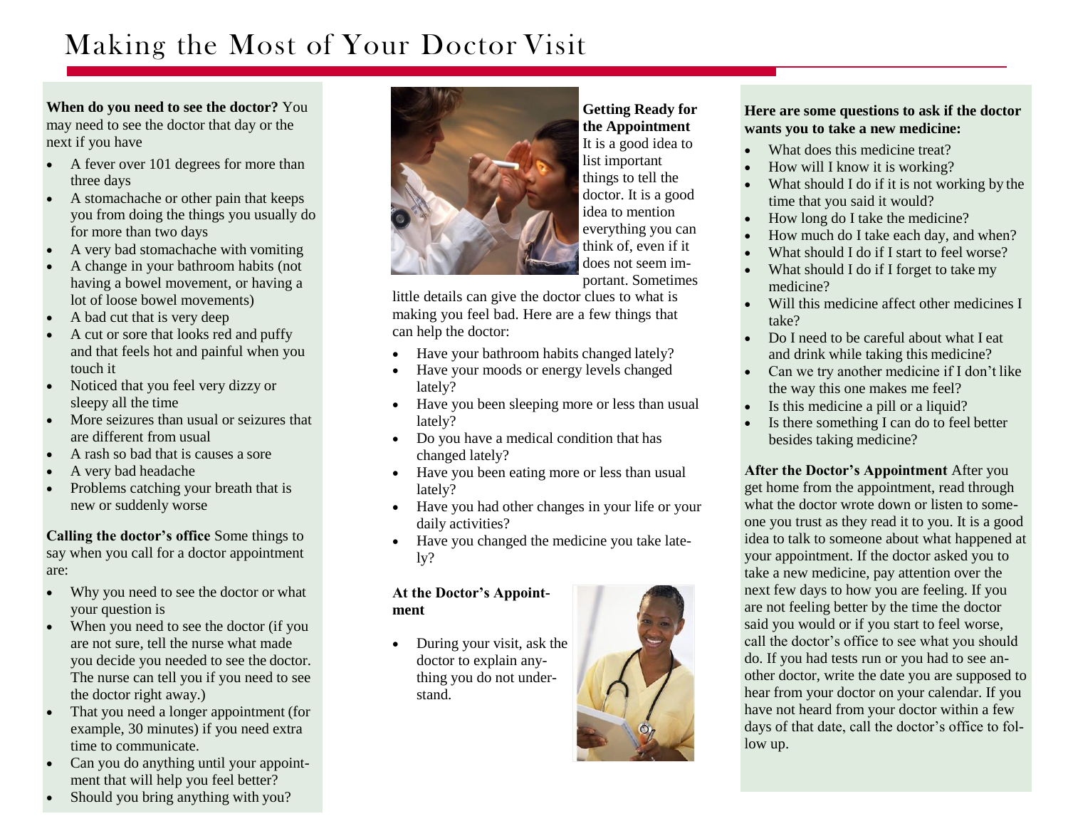# Making the Most of Your Doctor Visit

**When do you need to see the doctor?** You may need to see the doctor that day or the next if you have

- A fever over 101 degrees for more than three days
- A stomachache or other pain that keeps you from doing the things you usually do for more than two days
- A very bad stomachache with vomiting
- A change in your bathroom habits (not having a bowel movement, or having a lot of loose bowel movements)
- A bad cut that is very deep
- A cut or sore that looks red and puffy and that feels hot and painful when you touch it
- Noticed that you feel very dizzy or sleepy all the time
- More seizures than usual or seizures that are different from usual
- A rash so bad that is causes a sore
- A very bad headache
- Problems catching your breath that is new or suddenly worse

**Calling the doctor's office** Some things to say when you call for a doctor appointment are:

- Why you need to see the doctor or what your question is
- When you need to see the doctor (if you are not sure, tell the nurse what made you decide you needed to see the doctor. The nurse can tell you if you need to see the doctor right away.)
- That you need a longer appointment (for example, 30 minutes) if you need extra time to communicate.
- Can you do anything until your appointment that will help you feel better?
- Should you bring anything with you?

**Getting Ready for the Appointment** It is a good idea to list important things to tell the doctor. It is a good idea to mention everything you can think of, even if it does not seem important. Sometimes little details can give the doctor clues to what is making you feel bad. Here are a few things that can help the doctor:

- Have your bathroom habits changed lately?
- Have your moods or energy levels changed lately?
- Have you been sleeping more or less than usual lately?
- Do you have a medical condition that has changed lately?
- Have you been eating more or less than usual lately?
- Have you had other changes in your life or your daily activities?
- Have you changed the medicine you take lately?

**At the Doctor's Appointment**

- During your visit, ask the doctor to explain anything you do not understand.

**Here are some questions to ask if the doctor wants you to take a new medicine:**

- What does this medicine treat?
- How will I know it is working?
- What should I do if it is not working by the time that you said it would?
- How long do I take the medicine?
- How much do I take each day, and when?
- What should I do if I start to feel worse?
- What should I do if I forget to take my medicine?
- Will this medicine affect other medicines I take?
- Do I need to be careful about what I eat and drink while taking this medicine?
- Can we try another medicine if I don't like the way this one makes me feel?
- Is this medicine a pill or a liquid?
- Is there something I can do to feel better besides taking medicine?

**After the Doctor's Appointment** After you get home from the appointment, read through what the doctor wrote down or listen to someone you trust as they read it to you. It is a good idea to talk to someone about what happened at your appointment. If the doctor asked you to take a new medicine, pay attention over the next few days to how you are feeling. If you are not feeling better by the time the doctor said you would or if you start to feel worse, call the doctor's office to see what you should do. If you had tests run or you had to see another doctor, write the date you are supposed to hear from your doctor on your calendar. If you have not heard from your doctor within a few days of that date, call the doctor's office to follow up.